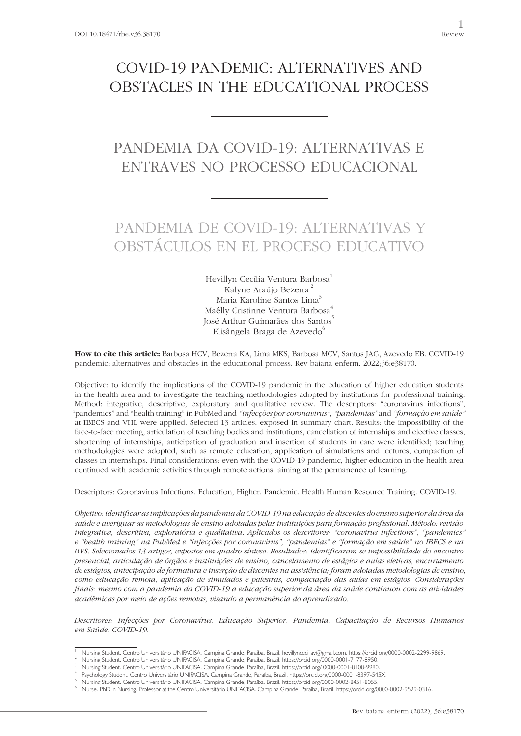DOI 10.18471/rbe.v36.38170

Review

# COVID-19 PANDEMIC: ALTERNATIVES AND OBSTACLES IN THE EDUCATIONAL PROCESS

# PANDEMIA DA COVID-19: ALTERNATIVAS E ENTRAVES NO PROCESSO EDUCACIONAL

# PANDEMIA DE COVID-19: ALTERNATIVAS Y OBSTÁCULOS EN EL PROCESO EDUCATIVO

Hevillyn Cecília Ventura Barbosa[1]
Kalyne Araújo Bezerra[2]
Maria Karoline Santos Lima[3]
Maêlly Cristinne Ventura Barbosa[4]
José Arthur Guimarães dos Santos[5]
Elisângela Braga de Azevedo[6]

**How to cite this article:** Barbosa HCV, Bezerra KA, Lima MKS, Barbosa MCV, Santos JAG, Azevedo EB. COVID-19 pandemic: alternatives and obstacles in the educational process. Rev baiana enferm. 2022;36:e38170.

Objective: to identify the implications of the COVID-19 pandemic in the education of higher education students in the health area and to investigate the teaching methodologies adopted by institutions for professional training. Method: integrative, descriptive, exploratory and qualitative review. The descriptors: "coronavirus infections", "pandemics" and "health training" in PubMed and *"infecções por coronavirus", "pandemias"* and *"formação em saúde"* at IBECS and VHL were applied. Selected 13 articles, exposed in summary chart. Results: the impossibility of the face-to-face meeting, articulation of teaching bodies and institutions, cancellation of internships and elective classes, shortening of internships, anticipation of graduation and insertion of students in care were identified; teaching methodologies were adopted, such as remote education, application of simulations and lectures, compaction of classes in internships. Final considerations: even with the COVID-19 pandemic, higher education in the health area continued with academic activities through remote actions, aiming at the permanence of learning.

Descriptors: Coronavirus Infections. Education, Higher. Pandemic. Health Human Resource Training. COVID-19.

*Objetivo: identificar as implicações da pandemia da COVID-19 na educação de discentes do ensino superior da área da saúde e averiguar as metodologias de ensino adotadas pelas instituições para formação profissional. Método: revisão integrativa, descritiva, exploratória e qualitativa. Aplicados os descritores: "coronavirus infections", "pandemics" e "health training" na PubMed e "infecções por coronavirus", "pandemias" e "formação em saúde" no IBECS e na BVS. Selecionados 13 artigos, expostos em quadro síntese. Resultados: identificaram-se impossibilidade do encontro presencial, articulação de órgãos e instituições de ensino, cancelamento de estágios e aulas eletivas, encurtamento de estágios, antecipação de formatura e inserção de discentes na assistência; foram adotadas metodologias de ensino, como educação remota, aplicação de simulados e palestras, compactação das aulas em estágios. Considerações finais: mesmo com a pandemia da COVID-19 a educação superior da área da saúde continuou com as atividades acadêmicas por meio de ações remotas, visando a permanência do aprendizado.*

*Descritores: Infecções por Coronavírus. Educação Superior. Pandemia. Capacitação de Recursos Humanos em Saúde. COVID-19.*

---

[1] Nursing Student. Centro Universitário UNIFACISA. Campina Grande, Paraíba, Brazil. hevillynceciliav@gmail.com. https://orcid.org/0000-0002-2299-9869.
[2] Nursing Student. Centro Universitário UNIFACISA. Campina Grande, Paraíba, Brazil. https://orcid.org/0000-0001-7177-8950.
[3] Nursing Student. Centro Universitário UNIFACISA. Campina Grande, Paraíba, Brazil. https://orcid.org/ 0000-0001-8108-9980.
[4] Psychology Student. Centro Universitário UNIFACISA. Campina Grande, Paraíba, Brazil. https://orcid.org/0000-0001-8397-545X.
[5] Nursing Student. Centro Universitário UNIFACISA. Campina Grande, Paraíba, Brazil. https://orcid.org/0000-0002-8451-8055.
[6] Nurse. PhD in Nursing. Professor at the Centro Universitário UNIFACISA. Campina Grande, Paraíba, Brazil. https://orcid.org/0000-0002-9529-0316.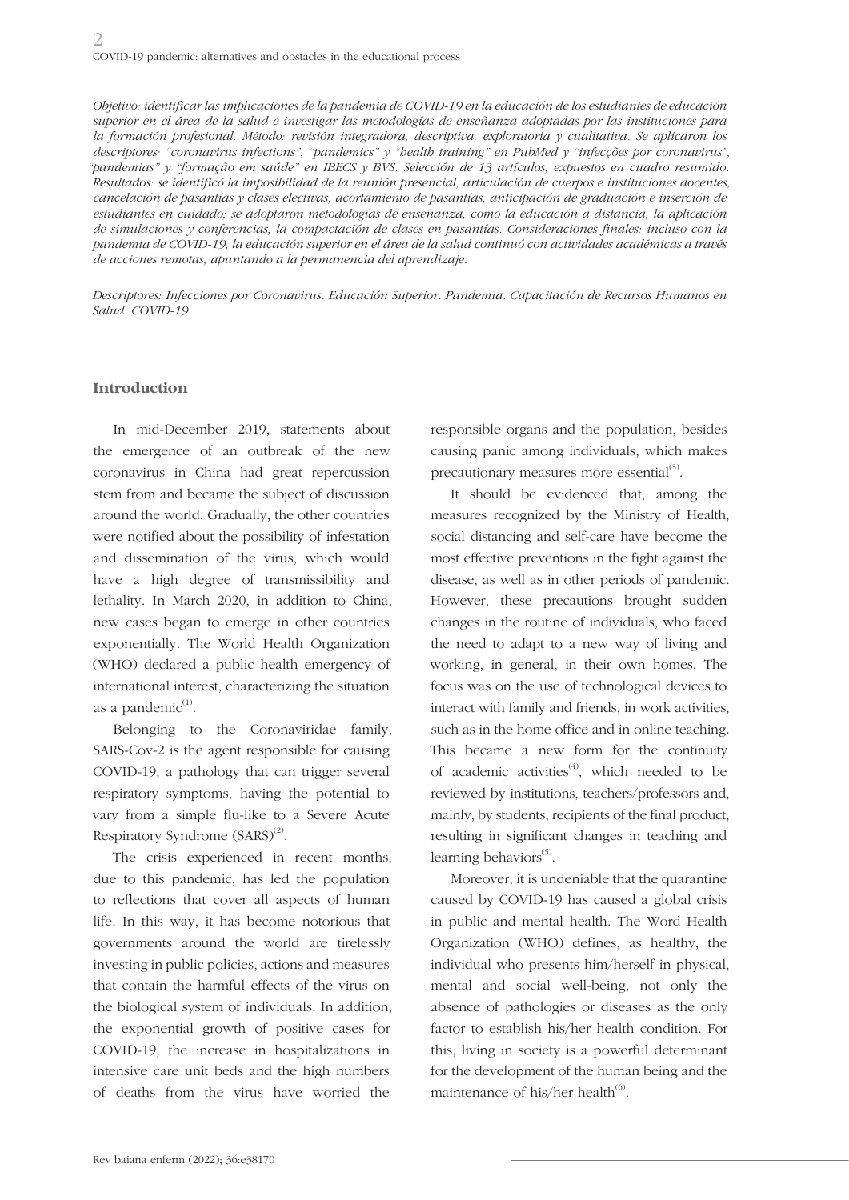*Objetivo: identificar las implicaciones de la pandemia de COVID-19 en la educación de los estudiantes de educación superior en el área de la salud e investigar las metodologías de enseñanza adoptadas por las instituciones para la formación profesional. Método: revisión integradora, descriptiva, exploratoria y cualitativa. Se aplicaron los descriptores: "coronavirus infections", "pandemics" y "health training" en PubMed y "infecções por coronavírus", "pandemias" y "formação em saúde" en IBECS y BVS. Selección de 13 artículos, expuestos en cuadro resumido. Resultados: se identificó la imposibilidad de la reunión presencial, articulación de cuerpos e instituciones docentes, cancelación de pasantías y clases electivas, acortamiento de pasantías, anticipación de graduación e inserción de estudiantes en cuidado; se adoptaron metodologías de enseñanza, como la educación a distancia, la aplicación de simulaciones y conferencias, la compactación de clases en pasantías. Consideraciones finales: incluso con la pandemia de COVID-19, la educación superior en el área de la salud continuó con actividades académicas a través de acciones remotas, apuntando a la permanencia del aprendizaje.*

*Descriptores: Infecciones por Coronavirus. Educación Superior. Pandemia. Capacitación de Recursos Humanos en Salud. COVID-19.*

## Introduction

In mid-December 2019, statements about the emergence of an outbreak of the new coronavirus in China had great repercussion stem from and became the subject of discussion around the world. Gradually, the other countries were notified about the possibility of infestation and dissemination of the virus, which would have a high degree of transmissibility and lethality. In March 2020, in addition to China, new cases began to emerge in other countries exponentially. The World Health Organization (WHO) declared a public health emergency of international interest, characterizing the situation as a pandemic[1].

Belonging to the Coronaviridae family, SARS-Cov-2 is the agent responsible for causing COVID-19, a pathology that can trigger several respiratory symptoms, having the potential to vary from a simple flu-like to a Severe Acute Respiratory Syndrome (SARS)[2].

The crisis experienced in recent months, due to this pandemic, has led the population to reflections that cover all aspects of human life. In this way, it has become notorious that governments around the world are tirelessly investing in public policies, actions and measures that contain the harmful effects of the virus on the biological system of individuals. In addition, the exponential growth of positive cases for COVID-19, the increase in hospitalizations in intensive care unit beds and the high numbers of deaths from the virus have worried the responsible organs and the population, besides causing panic among individuals, which makes precautionary measures more essential[3].

It should be evidenced that, among the measures recognized by the Ministry of Health, social distancing and self-care have become the most effective preventions in the fight against the disease, as well as in other periods of pandemic. However, these precautions brought sudden changes in the routine of individuals, who faced the need to adapt to a new way of living and working, in general, in their own homes. The focus was on the use of technological devices to interact with family and friends, in work activities, such as in the home office and in online teaching. This became a new form for the continuity of academic activities[4], which needed to be reviewed by institutions, teachers/professors and, mainly, by students, recipients of the final product, resulting in significant changes in teaching and learning behaviors[5].

Moreover, it is undeniable that the quarantine caused by COVID-19 has caused a global crisis in public and mental health. The Word Health Organization (WHO) defines, as healthy, the individual who presents him/herself in physical, mental and social well-being, not only the absence of pathologies or diseases as the only factor to establish his/her health condition. For this, living in society is a powerful determinant for the development of the human being and the maintenance of his/her health[6].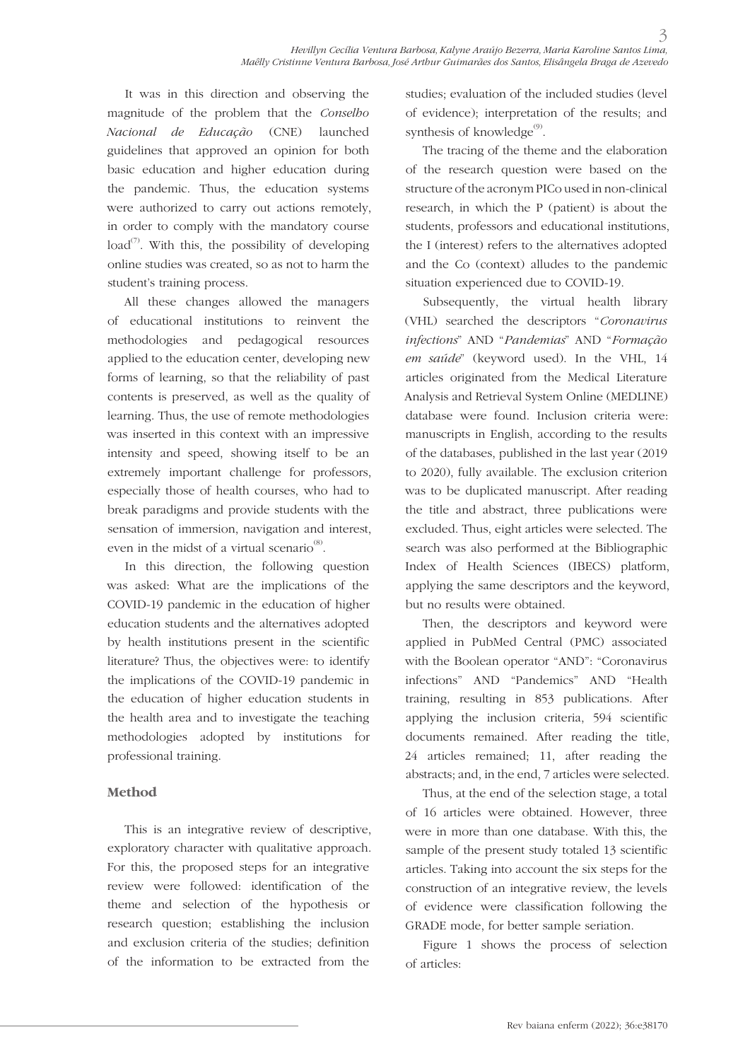It was in this direction and observing the magnitude of the problem that the *Conselho Nacional de Educação* (CNE) launched guidelines that approved an opinion for both basic education and higher education during the pandemic. Thus, the education systems were authorized to carry out actions remotely, in order to comply with the mandatory course load[7]. With this, the possibility of developing online studies was created, so as not to harm the student's training process.

All these changes allowed the managers of educational institutions to reinvent the methodologies and pedagogical resources applied to the education center, developing new forms of learning, so that the reliability of past contents is preserved, as well as the quality of learning. Thus, the use of remote methodologies was inserted in this context with an impressive intensity and speed, showing itself to be an extremely important challenge for professors, especially those of health courses, who had to break paradigms and provide students with the sensation of immersion, navigation and interest, even in the midst of a virtual scenario[8].

In this direction, the following question was asked: What are the implications of the COVID-19 pandemic in the education of higher education students and the alternatives adopted by health institutions present in the scientific literature? Thus, the objectives were: to identify the implications of the COVID-19 pandemic in the education of higher education students in the health area and to investigate the teaching methodologies adopted by institutions for professional training.

## Method

This is an integrative review of descriptive, exploratory character with qualitative approach. For this, the proposed steps for an integrative review were followed: identification of the theme and selection of the hypothesis or research question; establishing the inclusion and exclusion criteria of the studies; definition of the information to be extracted from the studies; evaluation of the included studies (level of evidence); interpretation of the results; and synthesis of knowledge[9].

The tracing of the theme and the elaboration of the research question were based on the structure of the acronym PICo used in non-clinical research, in which the P (patient) is about the students, professors and educational institutions, the I (interest) refers to the alternatives adopted and the Co (context) alludes to the pandemic situation experienced due to COVID-19.

Subsequently, the virtual health library (VHL) searched the descriptors "*Coronavirus infections*" AND "*Pandemias*" AND "*Formação em saúde*" (keyword used). In the VHL, 14 articles originated from the Medical Literature Analysis and Retrieval System Online (MEDLINE) database were found. Inclusion criteria were: manuscripts in English, according to the results of the databases, published in the last year (2019 to 2020), fully available. The exclusion criterion was to be duplicated manuscript. After reading the title and abstract, three publications were excluded. Thus, eight articles were selected. The search was also performed at the Bibliographic Index of Health Sciences (IBECS) platform, applying the same descriptors and the keyword, but no results were obtained.

Then, the descriptors and keyword were applied in PubMed Central (PMC) associated with the Boolean operator "AND": "Coronavirus infections" AND "Pandemics" AND "Health training, resulting in 853 publications. After applying the inclusion criteria, 594 scientific documents remained. After reading the title, 24 articles remained; 11, after reading the abstracts; and, in the end, 7 articles were selected.

Thus, at the end of the selection stage, a total of 16 articles were obtained. However, three were in more than one database. With this, the sample of the present study totaled 13 scientific articles. Taking into account the six steps for the construction of an integrative review, the levels of evidence were classification following the GRADE mode, for better sample seriation.

Figure 1 shows the process of selection of articles: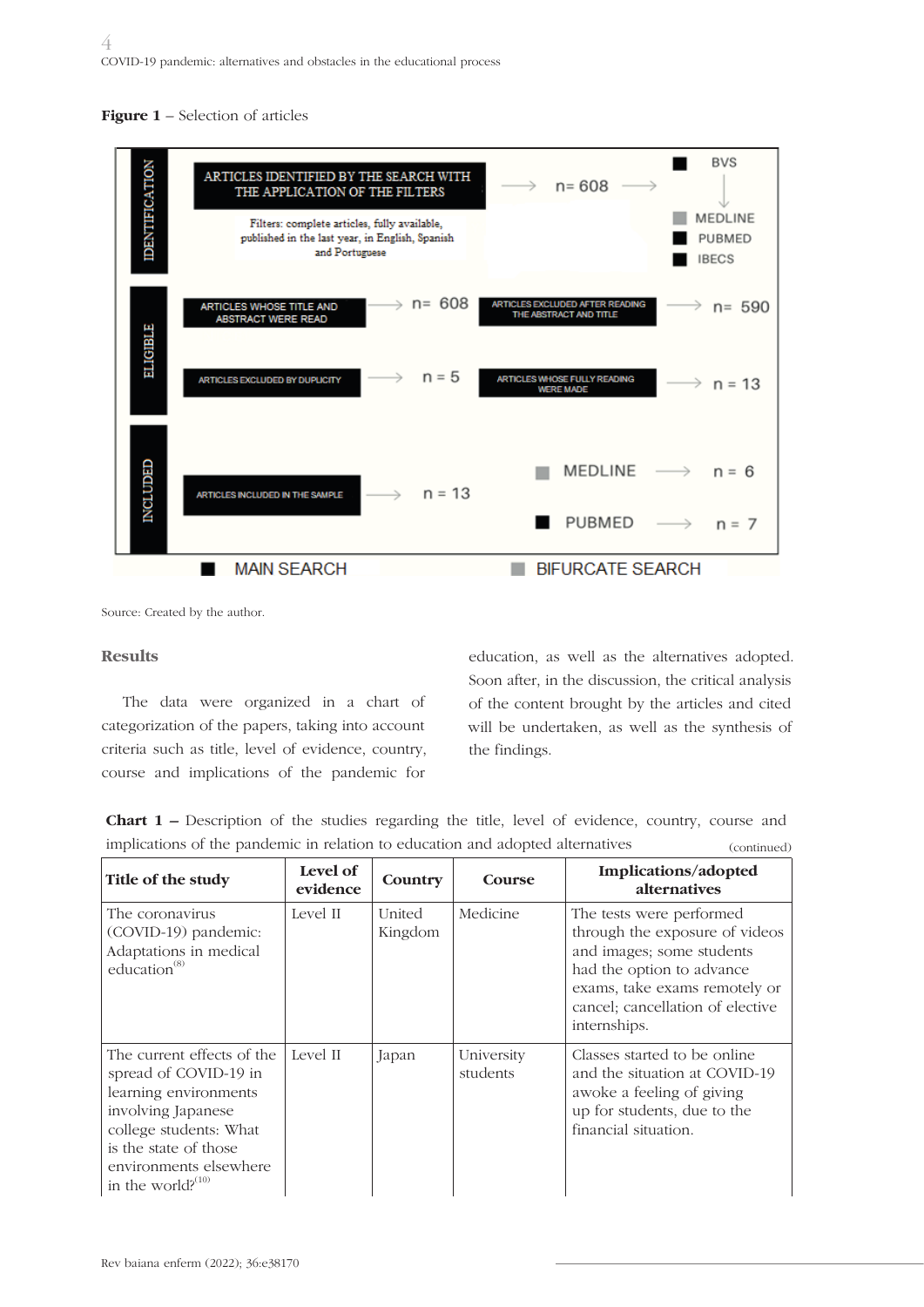**Figure 1** – Selection of articles

IDENTIFICATION

ARTICLES IDENTIFIED BY THE SEARCH WITH THE APPLICATION OF THE FILTERS → n= 608 → BVS → MEDLINE, PUBMED, IBECS

Filters: complete articles, fully available, published in the last year, in English, Spanish and Portuguese

ELIGIBLE

ARTICLES WHOSE TITLE AND ABSTRACT WERE READ → n= 608

ARTICLES EXCLUDED AFTER READING THE ABSTRACT AND TITLE → n= 590

ARTICLES EXCLUDED BY DUPLICITY → n = 5

ARTICLES WHOSE FULLY READING WERE MADE → n = 13

INCLUDED

ARTICLES INCLUDED IN THE SAMPLE → n = 13

MEDLINE → n = 6

PUBMED → n = 7

■ MAIN SEARCH ■ BIFURCATE SEARCH

Source: Created by the author.

## Results

The data were organized in a chart of categorization of the papers, taking into account criteria such as title, level of evidence, country, course and implications of the pandemic for education, as well as the alternatives adopted. Soon after, in the discussion, the critical analysis of the content brought by the articles and cited will be undertaken, as well as the synthesis of the findings.

**Chart 1 –** Description of the studies regarding the title, level of evidence, country, course and implications of the pandemic in relation to education and adopted alternatives (continued)

| Title of the study | Level of evidence | Country | Course | Implications/adopted alternatives |
|---|---|---|---|---|
| The coronavirus (COVID-19) pandemic: Adaptations in medical education[8] | Level II | United Kingdom | Medicine | The tests were performed through the exposure of videos and images; some students had the option to advance exams, take exams remotely or cancel; cancellation of elective internships. |
| The current effects of the spread of COVID-19 in learning environments involving Japanese college students: What is the state of those environments elsewhere in the world?[10] | Level II | Japan | University students | Classes started to be online and the situation at COVID-19 awoke a feeling of giving up for students, due to the financial situation. |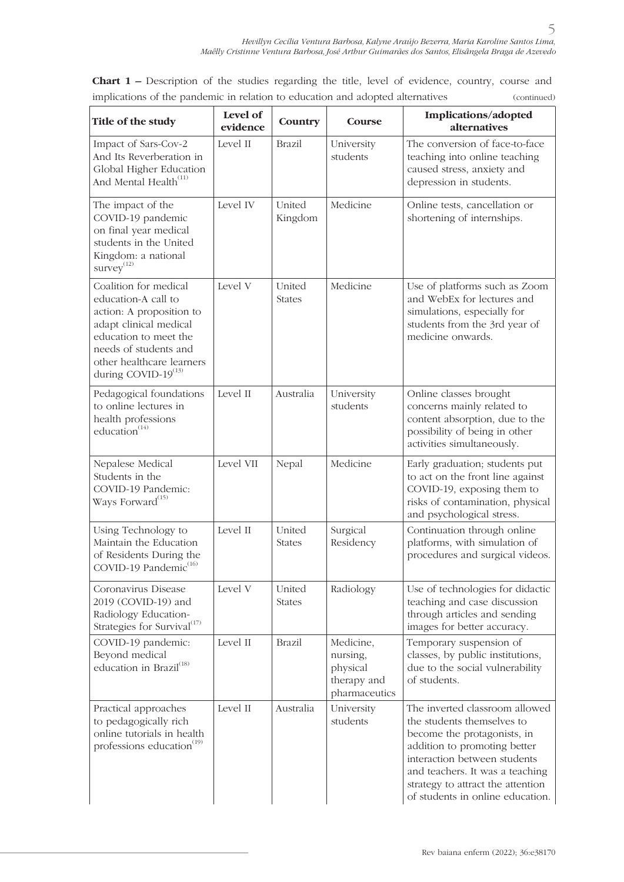**Chart 1 –** Description of the studies regarding the title, level of evidence, country, course and implications of the pandemic in relation to education and adopted alternatives (continued)

| Title of the study | Level of evidence | Country | Course | Implications/adopted alternatives |
|---|---|---|---|---|
| Impact of Sars-Cov-2 And Its Reverberation in Global Higher Education And Mental Health[11] | Level II | Brazil | University students | The conversion of face-to-face teaching into online teaching caused stress, anxiety and depression in students. |
| The impact of the COVID-19 pandemic on final year medical students in the United Kingdom: a national survey[12] | Level IV | United Kingdom | Medicine | Online tests, cancellation or shortening of internships. |
| Coalition for medical education-A call to action: A proposition to adapt clinical medical education to meet the needs of students and other healthcare learners during COVID-19[13] | Level V | United States | Medicine | Use of platforms such as Zoom and WebEx for lectures and simulations, especially for students from the 3rd year of medicine onwards. |
| Pedagogical foundations to online lectures in health professions education[14] | Level II | Australia | University students | Online classes brought concerns mainly related to content absorption, due to the possibility of being in other activities simultaneously. |
| Nepalese Medical Students in the COVID-19 Pandemic: Ways Forward[15] | Level VII | Nepal | Medicine | Early graduation; students put to act on the front line against COVID-19, exposing them to risks of contamination, physical and psychological stress. |
| Using Technology to Maintain the Education of Residents During the COVID-19 Pandemic[16] | Level II | United States | Surgical Residency | Continuation through online platforms, with simulation of procedures and surgical videos. |
| Coronavirus Disease 2019 (COVID-19) and Radiology Education-Strategies for Survival[17] | Level V | United States | Radiology | Use of technologies for didactic teaching and case discussion through articles and sending images for better accuracy. |
| COVID-19 pandemic: Beyond medical education in Brazil[18] | Level II | Brazil | Medicine, nursing, physical therapy and pharmaceutics | Temporary suspension of classes, by public institutions, due to the social vulnerability of students. |
| Practical approaches to pedagogically rich online tutorials in health professions education[19] | Level II | Australia | University students | The inverted classroom allowed the students themselves to become the protagonists, in addition to promoting better interaction between students and teachers. It was a teaching strategy to attract the attention of students in online education. |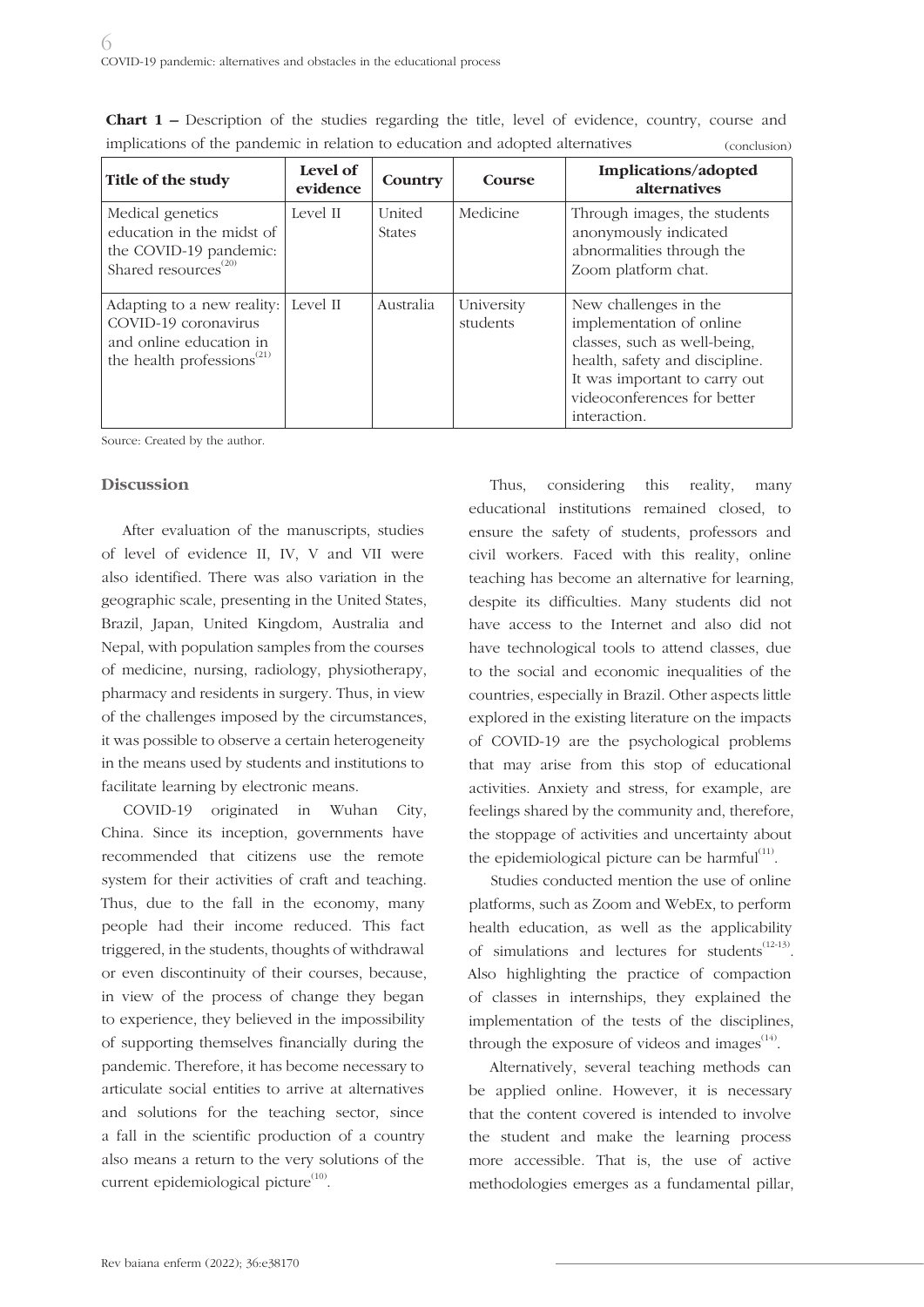**Chart 1 –** Description of the studies regarding the title, level of evidence, country, course and implications of the pandemic in relation to education and adopted alternatives (conclusion)

| Title of the study | Level of evidence | Country | Course | Implications/adopted alternatives |
|---|---|---|---|---|
| Medical genetics education in the midst of the COVID-19 pandemic: Shared resources[20] | Level II | United States | Medicine | Through images, the students anonymously indicated abnormalities through the Zoom platform chat. |
| Adapting to a new reality: COVID-19 coronavirus and online education in the health professions[21] | Level II | Australia | University students | New challenges in the implementation of online classes, such as well-being, health, safety and discipline. It was important to carry out videoconferences for better interaction. |

Source: Created by the author.

## Discussion

After evaluation of the manuscripts, studies of level of evidence II, IV, V and VII were also identified. There was also variation in the geographic scale, presenting in the United States, Brazil, Japan, United Kingdom, Australia and Nepal, with population samples from the courses of medicine, nursing, radiology, physiotherapy, pharmacy and residents in surgery. Thus, in view of the challenges imposed by the circumstances, it was possible to observe a certain heterogeneity in the means used by students and institutions to facilitate learning by electronic means.

COVID-19 originated in Wuhan City, China. Since its inception, governments have recommended that citizens use the remote system for their activities of craft and teaching. Thus, due to the fall in the economy, many people had their income reduced. This fact triggered, in the students, thoughts of withdrawal or even discontinuity of their courses, because, in view of the process of change they began to experience, they believed in the impossibility of supporting themselves financially during the pandemic. Therefore, it has become necessary to articulate social entities to arrive at alternatives and solutions for the teaching sector, since a fall in the scientific production of a country also means a return to the very solutions of the current epidemiological picture[10].

Thus, considering this reality, many educational institutions remained closed, to ensure the safety of students, professors and civil workers. Faced with this reality, online teaching has become an alternative for learning, despite its difficulties. Many students did not have access to the Internet and also did not have technological tools to attend classes, due to the social and economic inequalities of the countries, especially in Brazil. Other aspects little explored in the existing literature on the impacts of COVID-19 are the psychological problems that may arise from this stop of educational activities. Anxiety and stress, for example, are feelings shared by the community and, therefore, the stoppage of activities and uncertainty about the epidemiological picture can be harmful[11].

Studies conducted mention the use of online platforms, such as Zoom and WebEx, to perform health education, as well as the applicability of simulations and lectures for students[12-13]. Also highlighting the practice of compaction of classes in internships, they explained the implementation of the tests of the disciplines, through the exposure of videos and images[14].

Alternatively, several teaching methods can be applied online. However, it is necessary that the content covered is intended to involve the student and make the learning process more accessible. That is, the use of active methodologies emerges as a fundamental pillar,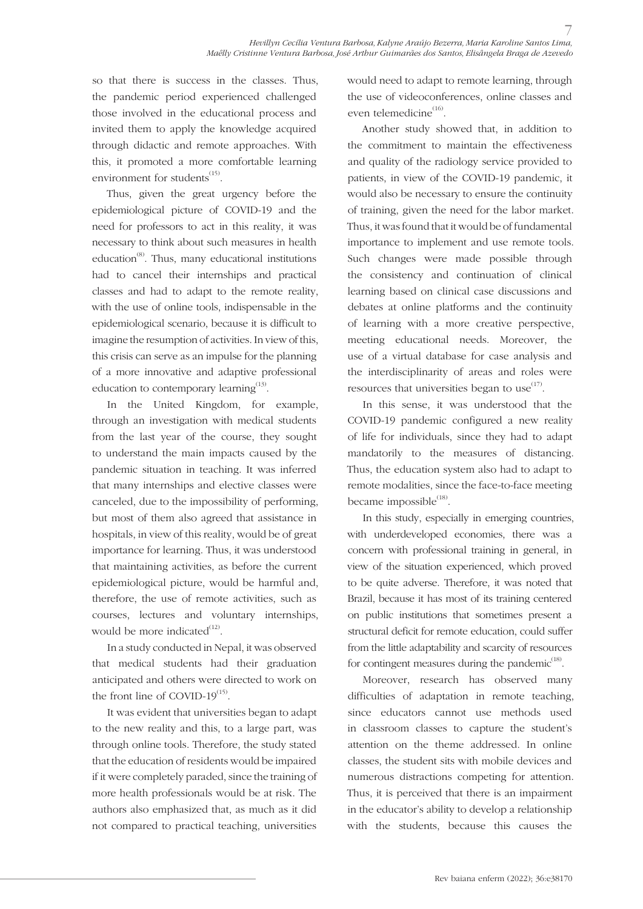so that there is success in the classes. Thus, the pandemic period experienced challenged those involved in the educational process and invited them to apply the knowledge acquired through didactic and remote approaches. With this, it promoted a more comfortable learning environment for students[15].

Thus, given the great urgency before the epidemiological picture of COVID-19 and the need for professors to act in this reality, it was necessary to think about such measures in health education[8]. Thus, many educational institutions had to cancel their internships and practical classes and had to adapt to the remote reality, with the use of online tools, indispensable in the epidemiological scenario, because it is difficult to imagine the resumption of activities. In view of this, this crisis can serve as an impulse for the planning of a more innovative and adaptive professional education to contemporary learning[13].

In the United Kingdom, for example, through an investigation with medical students from the last year of the course, they sought to understand the main impacts caused by the pandemic situation in teaching. It was inferred that many internships and elective classes were canceled, due to the impossibility of performing, but most of them also agreed that assistance in hospitals, in view of this reality, would be of great importance for learning. Thus, it was understood that maintaining activities, as before the current epidemiological picture, would be harmful and, therefore, the use of remote activities, such as courses, lectures and voluntary internships, would be more indicated[12].

In a study conducted in Nepal, it was observed that medical students had their graduation anticipated and others were directed to work on the front line of COVID-19[15].

It was evident that universities began to adapt to the new reality and this, to a large part, was through online tools. Therefore, the study stated that the education of residents would be impaired if it were completely paraded, since the training of more health professionals would be at risk. The authors also emphasized that, as much as it did not compared to practical teaching, universities would need to adapt to remote learning, through the use of videoconferences, online classes and even telemedicine[16].

Another study showed that, in addition to the commitment to maintain the effectiveness and quality of the radiology service provided to patients, in view of the COVID-19 pandemic, it would also be necessary to ensure the continuity of training, given the need for the labor market. Thus, it was found that it would be of fundamental importance to implement and use remote tools. Such changes were made possible through the consistency and continuation of clinical learning based on clinical case discussions and debates at online platforms and the continuity of learning with a more creative perspective, meeting educational needs. Moreover, the use of a virtual database for case analysis and the interdisciplinarity of areas and roles were resources that universities began to use[17].

In this sense, it was understood that the COVID-19 pandemic configured a new reality of life for individuals, since they had to adapt mandatorily to the measures of distancing. Thus, the education system also had to adapt to remote modalities, since the face-to-face meeting became impossible[18].

In this study, especially in emerging countries, with underdeveloped economies, there was a concern with professional training in general, in view of the situation experienced, which proved to be quite adverse. Therefore, it was noted that Brazil, because it has most of its training centered on public institutions that sometimes present a structural deficit for remote education, could suffer from the little adaptability and scarcity of resources for contingent measures during the pandemic[18].

Moreover, research has observed many difficulties of adaptation in remote teaching, since educators cannot use methods used in classroom classes to capture the student's attention on the theme addressed. In online classes, the student sits with mobile devices and numerous distractions competing for attention. Thus, it is perceived that there is an impairment in the educator's ability to develop a relationship with the students, because this causes the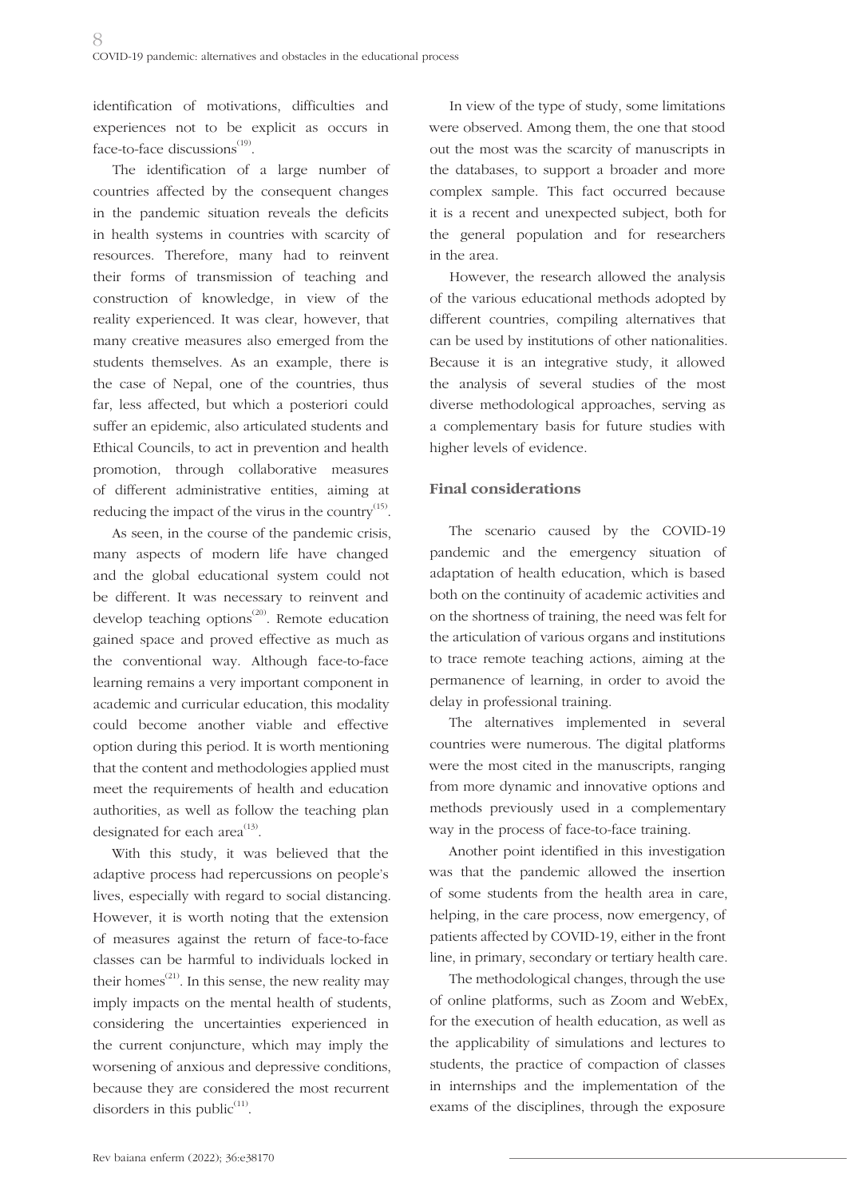identification of motivations, difficulties and experiences not to be explicit as occurs in face-to-face discussions[19].

The identification of a large number of countries affected by the consequent changes in the pandemic situation reveals the deficits in health systems in countries with scarcity of resources. Therefore, many had to reinvent their forms of transmission of teaching and construction of knowledge, in view of the reality experienced. It was clear, however, that many creative measures also emerged from the students themselves. As an example, there is the case of Nepal, one of the countries, thus far, less affected, but which a posteriori could suffer an epidemic, also articulated students and Ethical Councils, to act in prevention and health promotion, through collaborative measures of different administrative entities, aiming at reducing the impact of the virus in the country[15].

As seen, in the course of the pandemic crisis, many aspects of modern life have changed and the global educational system could not be different. It was necessary to reinvent and develop teaching options[20]. Remote education gained space and proved effective as much as the conventional way. Although face-to-face learning remains a very important component in academic and curricular education, this modality could become another viable and effective option during this period. It is worth mentioning that the content and methodologies applied must meet the requirements of health and education authorities, as well as follow the teaching plan designated for each area[13].

With this study, it was believed that the adaptive process had repercussions on people's lives, especially with regard to social distancing. However, it is worth noting that the extension of measures against the return of face-to-face classes can be harmful to individuals locked in their homes[21]. In this sense, the new reality may imply impacts on the mental health of students, considering the uncertainties experienced in the current conjuncture, which may imply the worsening of anxious and depressive conditions, because they are considered the most recurrent disorders in this public[11].

In view of the type of study, some limitations were observed. Among them, the one that stood out the most was the scarcity of manuscripts in the databases, to support a broader and more complex sample. This fact occurred because it is a recent and unexpected subject, both for the general population and for researchers in the area.

However, the research allowed the analysis of the various educational methods adopted by different countries, compiling alternatives that can be used by institutions of other nationalities. Because it is an integrative study, it allowed the analysis of several studies of the most diverse methodological approaches, serving as a complementary basis for future studies with higher levels of evidence.

## Final considerations

The scenario caused by the COVID-19 pandemic and the emergency situation of adaptation of health education, which is based both on the continuity of academic activities and on the shortness of training, the need was felt for the articulation of various organs and institutions to trace remote teaching actions, aiming at the permanence of learning, in order to avoid the delay in professional training.

The alternatives implemented in several countries were numerous. The digital platforms were the most cited in the manuscripts, ranging from more dynamic and innovative options and methods previously used in a complementary way in the process of face-to-face training.

Another point identified in this investigation was that the pandemic allowed the insertion of some students from the health area in care, helping, in the care process, now emergency, of patients affected by COVID-19, either in the front line, in primary, secondary or tertiary health care.

The methodological changes, through the use of online platforms, such as Zoom and WebEx, for the execution of health education, as well as the applicability of simulations and lectures to students, the practice of compaction of classes in internships and the implementation of the exams of the disciplines, through the exposure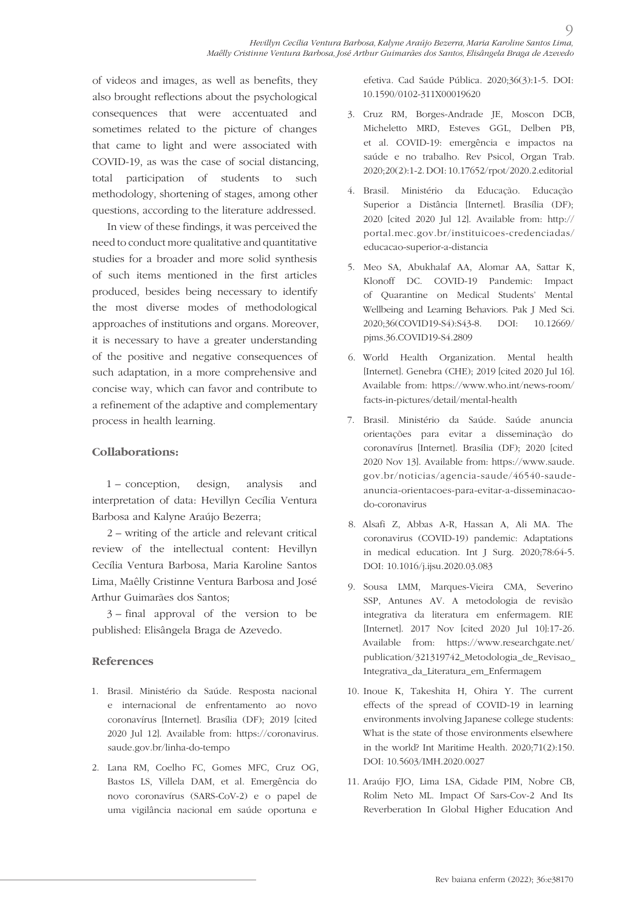of videos and images, as well as benefits, they also brought reflections about the psychological consequences that were accentuated and sometimes related to the picture of changes that came to light and were associated with COVID-19, as was the case of social distancing, total participation of students to such methodology, shortening of stages, among other questions, according to the literature addressed.

In view of these findings, it was perceived the need to conduct more qualitative and quantitative studies for a broader and more solid synthesis of such items mentioned in the first articles produced, besides being necessary to identify the most diverse modes of methodological approaches of institutions and organs. Moreover, it is necessary to have a greater understanding of the positive and negative consequences of such adaptation, in a more comprehensive and concise way, which can favor and contribute to a refinement of the adaptive and complementary process in health learning.

## Collaborations:

1 – conception, design, analysis and interpretation of data: Hevillyn Cecília Ventura Barbosa and Kalyne Araújo Bezerra;

2 – writing of the article and relevant critical review of the intellectual content: Hevillyn Cecília Ventura Barbosa, Maria Karoline Santos Lima, Maêlly Cristinne Ventura Barbosa and José Arthur Guimarães dos Santos;

3 – final approval of the version to be published: Elisângela Braga de Azevedo.

## References

1. Brasil. Ministério da Saúde. Resposta nacional e internacional de enfrentamento ao novo coronavírus [Internet]. Brasília (DF); 2019 [cited 2020 Jul 12]. Available from: https://coronavirus.saude.gov.br/linha-do-tempo
2. Lana RM, Coelho FC, Gomes MFC, Cruz OG, Bastos LS, Villela DAM, et al. Emergência do novo coronavírus (SARS-CoV-2) e o papel de uma vigilância nacional em saúde oportuna e efetiva. Cad Saúde Pública. 2020;36(3):1-5. DOI: 10.1590/0102-311X00019620
3. Cruz RM, Borges-Andrade JE, Moscon DCB, Micheletto MRD, Esteves GGL, Delben PB, et al. COVID-19: emergência e impactos na saúde e no trabalho. Rev Psicol, Organ Trab. 2020;20(2):1-2. DOI: 10.17652/rpot/2020.2.editorial
4. Brasil. Ministério da Educação. Educação Superior a Distância [Internet]. Brasília (DF); 2020 [cited 2020 Jul 12]. Available from: http://portal.mec.gov.br/instituicoes-credenciadas/educacao-superior-a-distancia
5. Meo SA, Abukhalaf AA, Alomar AA, Sattar K, Klonoff DC. COVID-19 Pandemic: Impact of Quarantine on Medical Students' Mental Wellbeing and Learning Behaviors. Pak J Med Sci. 2020;36(COVID19-S4):S43-8. DOI: 10.12669/pjms.36.COVID19-S4.2809
6. World Health Organization. Mental health [Internet]. Genebra (CHE); 2019 [cited 2020 Jul 16]. Available from: https://www.who.int/news-room/facts-in-pictures/detail/mental-health
7. Brasil. Ministério da Saúde. Saúde anuncia orientações para evitar a disseminação do coronavírus [Internet]. Brasília (DF); 2020 [cited 2020 Nov 13]. Available from: https://www.saude.gov.br/noticias/agencia-saude/46540-saude-anuncia-orientacoes-para-evitar-a-disseminacao-do-coronavirus
8. Alsafi Z, Abbas A-R, Hassan A, Ali MA. The coronavirus (COVID-19) pandemic: Adaptations in medical education. Int J Surg. 2020;78:64-5. DOI: 10.1016/j.ijsu.2020.03.083
9. Sousa LMM, Marques-Vieira CMA, Severino SSP, Antunes AV. A metodologia de revisão integrativa da literatura em enfermagem. RIE [Internet]. 2017 Nov [cited 2020 Jul 10]:17-26. Available from: https://www.researchgate.net/publication/321319742_Metodologia_de_Revisao_Integrativa_da_Literatura_em_Enfermagem
10. Inoue K, Takeshita H, Ohira Y. The current effects of the spread of COVID-19 in learning environments involving Japanese college students: What is the state of those environments elsewhere in the world? Int Maritime Health. 2020;71(2):150. DOI: 10.5603/IMH.2020.0027
11. Araújo FJO, Lima LSA, Cidade PIM, Nobre CB, Rolim Neto ML. Impact Of Sars-Cov-2 And Its Reverberation In Global Higher Education And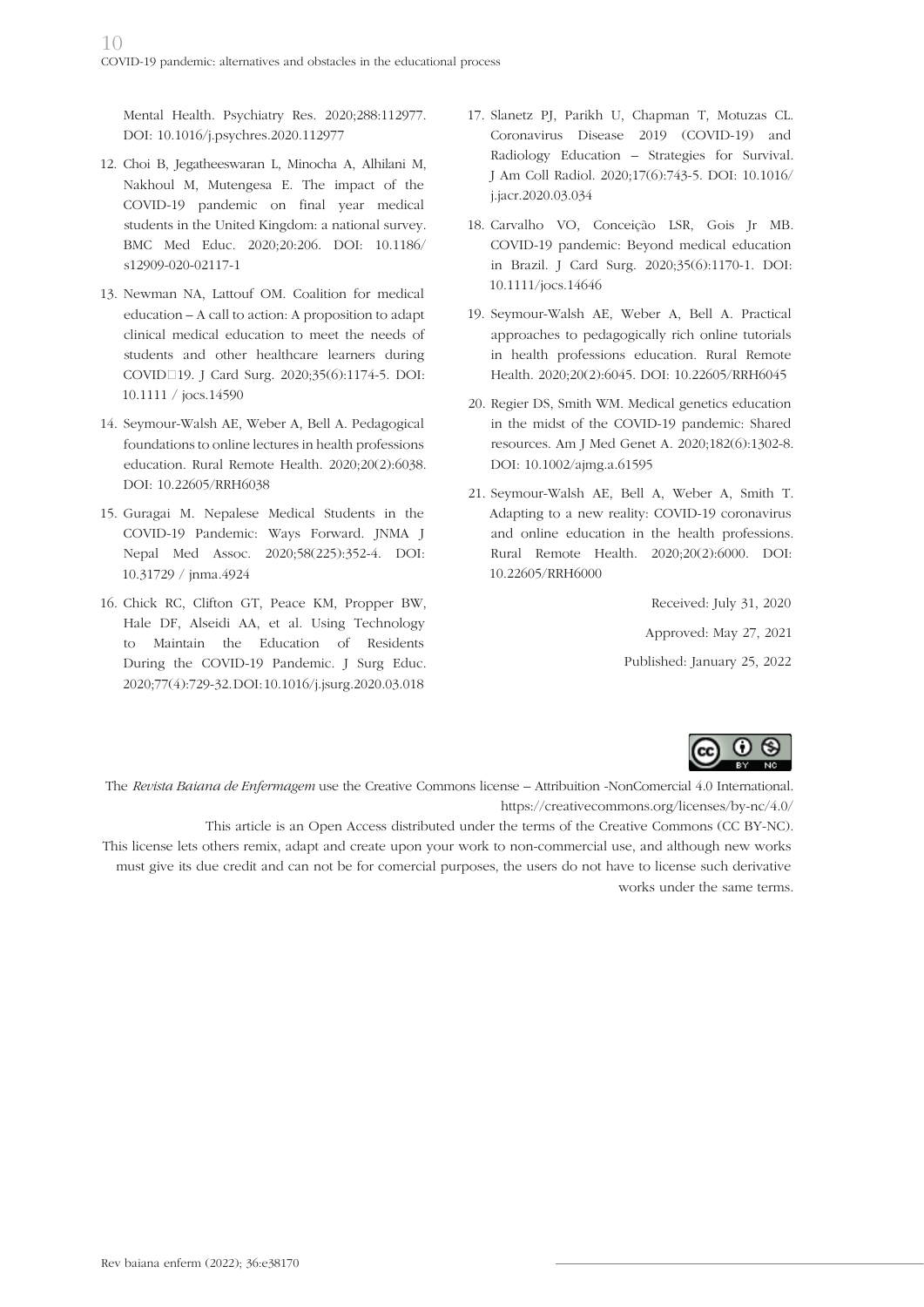Mental Health. Psychiatry Res. 2020;288:112977. DOI: 10.1016/j.psychres.2020.112977

12. Choi B, Jegatheeswaran L, Minocha A, Alhilani M, Nakhoul M, Mutengesa E. The impact of the COVID-19 pandemic on final year medical students in the United Kingdom: a national survey. BMC Med Educ. 2020;20:206. DOI: 10.1186/s12909-020-02117-1

13. Newman NA, Lattouf OM. Coalition for medical education – A call to action: A proposition to adapt clinical medical education to meet the needs of students and other healthcare learners during COVID-19. J Card Surg. 2020;35(6):1174-5. DOI: 10.1111 / jocs.14590

14. Seymour-Walsh AE, Weber A, Bell A. Pedagogical foundations to online lectures in health professions education. Rural Remote Health. 2020;20(2):6038. DOI: 10.22605/RRH6038

15. Guragai M. Nepalese Medical Students in the COVID-19 Pandemic: Ways Forward. JNMA J Nepal Med Assoc. 2020;58(225):352-4. DOI: 10.31729 / jnma.4924

16. Chick RC, Clifton GT, Peace KM, Propper BW, Hale DF, Alseidi AA, et al. Using Technology to Maintain the Education of Residents During the COVID-19 Pandemic. J Surg Educ. 2020;77(4):729-32. DOI: 10.1016/j.jsurg.2020.03.018

17. Slanetz PJ, Parikh U, Chapman T, Motuzas CL. Coronavirus Disease 2019 (COVID-19) and Radiology Education – Strategies for Survival. J Am Coll Radiol. 2020;17(6):743-5. DOI: 10.1016/j.jacr.2020.03.034

18. Carvalho VO, Conceição LSR, Gois Jr MB. COVID-19 pandemic: Beyond medical education in Brazil. J Card Surg. 2020;35(6):1170-1. DOI: 10.1111/jocs.14646

19. Seymour-Walsh AE, Weber A, Bell A. Practical approaches to pedagogically rich online tutorials in health professions education. Rural Remote Health. 2020;20(2):6045. DOI: 10.22605/RRH6045

20. Regier DS, Smith WM. Medical genetics education in the midst of the COVID-19 pandemic: Shared resources. Am J Med Genet A. 2020;182(6):1302-8. DOI: 10.1002/ajmg.a.61595

21. Seymour-Walsh AE, Bell A, Weber A, Smith T. Adapting to a new reality: COVID-19 coronavirus and online education in the health professions. Rural Remote Health. 2020;20(2):6000. DOI: 10.22605/RRH6000

Received: July 31, 2020

Approved: May 27, 2021

Published: January 25, 2022

The *Revista Baiana de Enfermagem* use the Creative Commons license – Attribuition -NonComercial 4.0 International. https://creativecommons.org/licenses/by-nc/4.0/

This article is an Open Access distributed under the terms of the Creative Commons (CC BY-NC). This license lets others remix, adapt and create upon your work to non-commercial use, and although new works must give its due credit and can not be for comercial purposes, the users do not have to license such derivative works under the same terms.